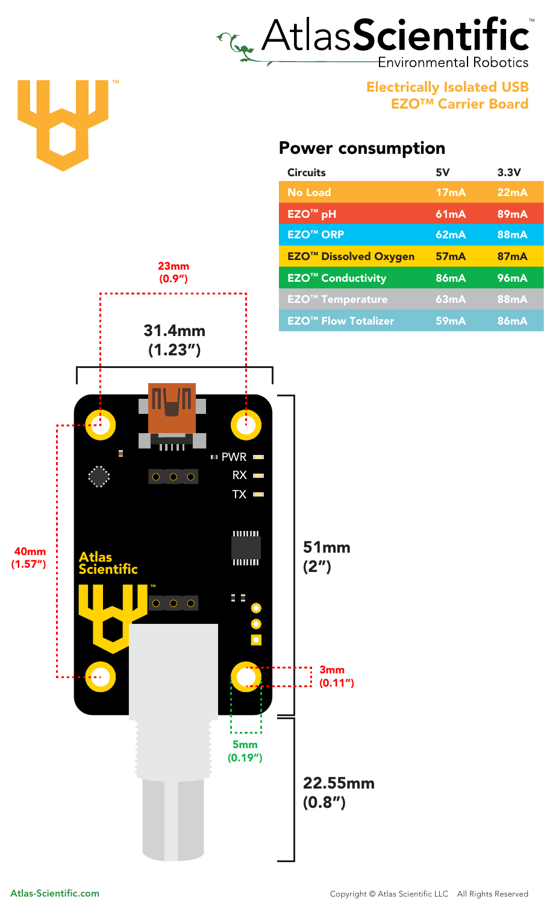# Electrically Isolated USB EZO™ Carrier Board

## Power consumption

| Circuits | 5V | 3.3V |
|---|---|---|
| No Load | 17mA | 22mA |
| EZO™ pH | 61mA | 89mA |
| EZO™ ORP | 62mA | 88mA |
| EZO™ Dissolved Oxygen | 57mA | 87mA |
| EZO™ Conductivity | 86mA | 96mA |
| EZO™ Temperature | 63mA | 88mA |
| EZO™ Flow Totalizer | 59mA | 86mA |

23mm (0.9″)

31.4mm (1.23″)

40mm (1.57″)

51mm (2″)

3mm (0.11″)

5mm (0.19″)

22.55mm (0.8″)

PWR

RX

TX

Atlas-Scientific.com

Copyright © Atlas Scientific LLC All Rights Reserved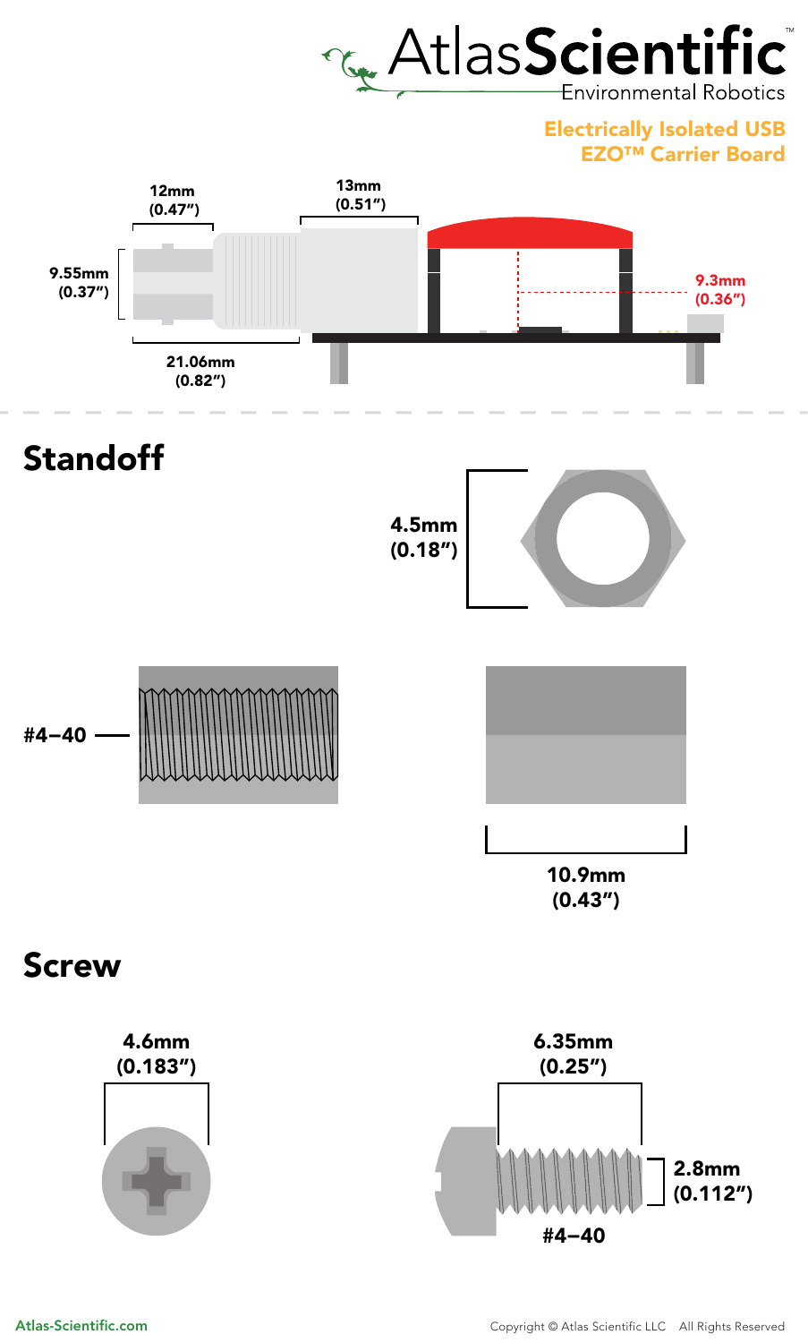AtlasScientific™
Environmental Robotics

Electrically Isolated USB
EZO™ Carrier Board

12mm (0.47″)

13mm (0.51″)

9.55mm (0.37″)

9.3mm (0.36″)

21.06mm (0.82″)

## Standoff

4.5mm (0.18″)

#4–40

10.9mm (0.43″)

## Screw

4.6mm (0.183″)

6.35mm (0.25″)

2.8mm (0.112″)

#4–40

Atlas-Scientific.com

Copyright © Atlas Scientific LLC All Rights Reserved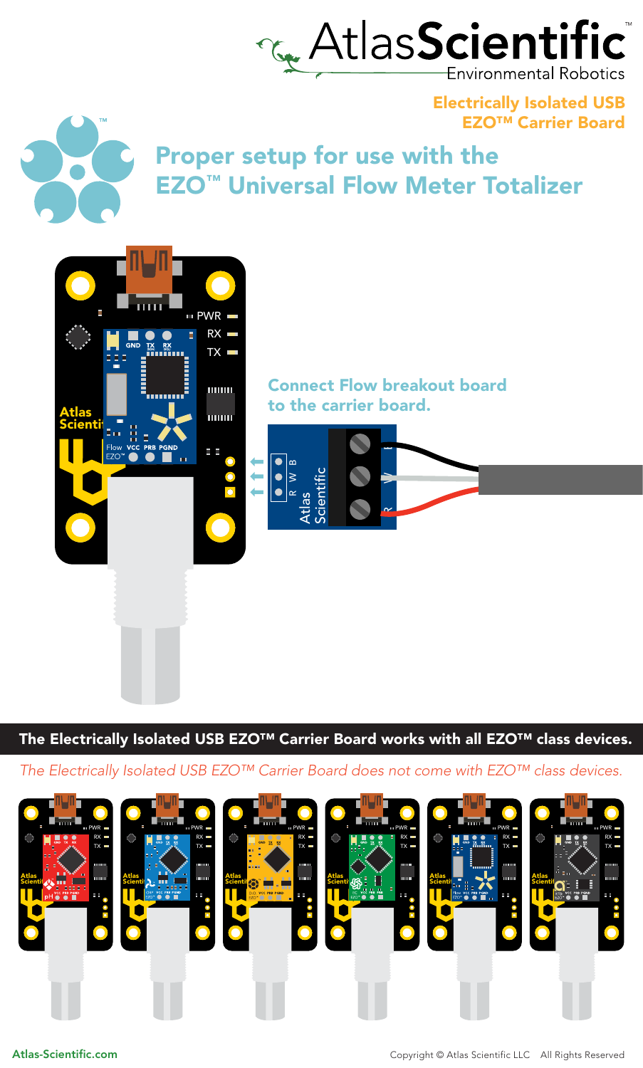Electrically Isolated USB EZO™ Carrier Board

# Proper setup for use with the EZO™ Universal Flow Meter Totalizer

Connect Flow breakout board to the carrier board.

**The Electrically Isolated USB EZO™ Carrier Board works with all EZO™ class devices.**

*The Electrically Isolated USB EZO™ Carrier Board does not come with EZO™ class devices.*

Atlas-Scientific.com

Copyright © Atlas Scientific LLC All Rights Reserved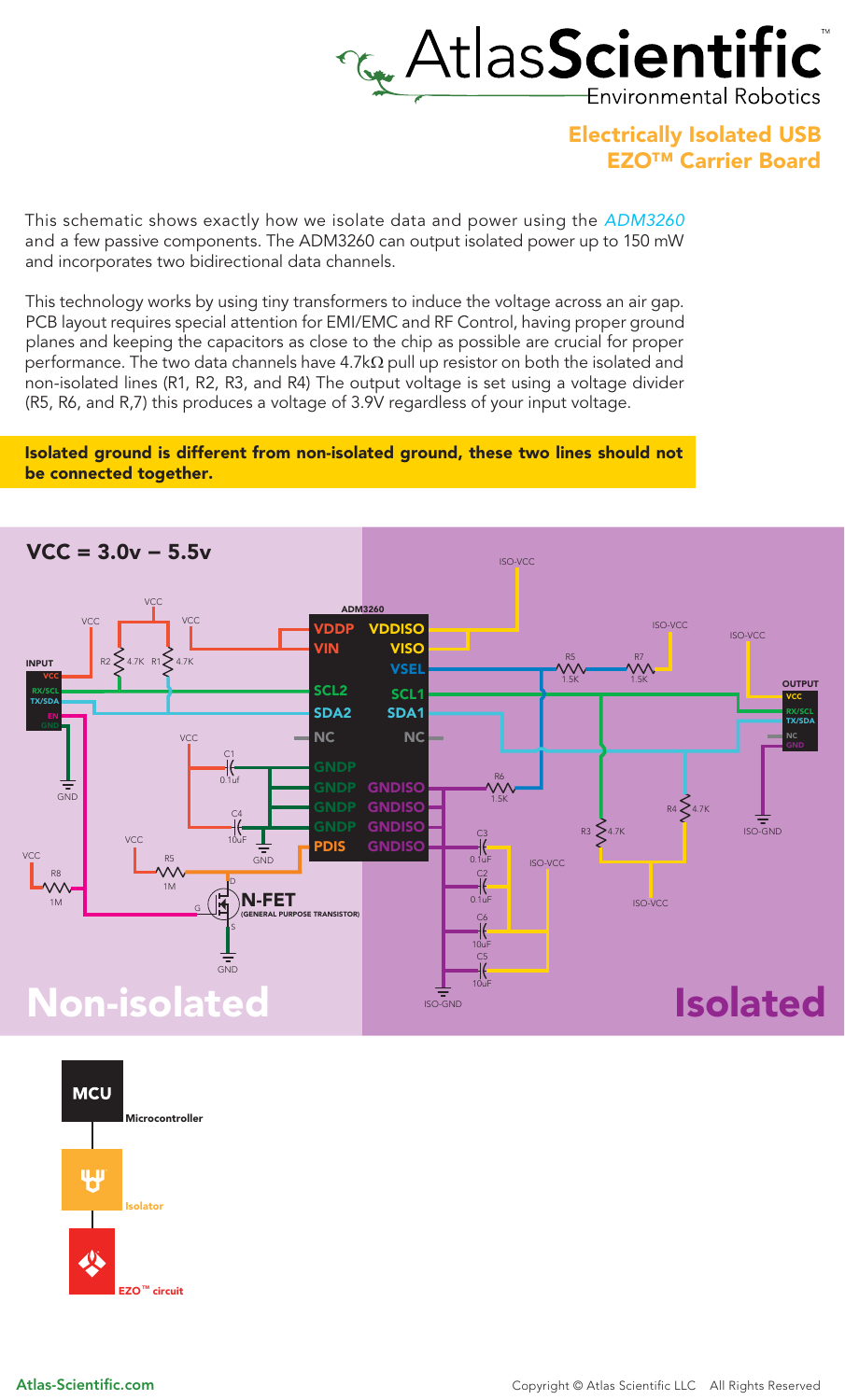# Electrically Isolated USB EZO™ Carrier Board

This schematic shows exactly how we isolate data and power using the *ADM3260* and a few passive components. The ADM3260 can output isolated power up to 150 mW and incorporates two bidirectional data channels.

This technology works by using tiny transformers to induce the voltage across an air gap. PCB layout requires special attention for EMI/EMC and RF Control, having proper ground planes and keeping the capacitors as close to the chip as possible are crucial for proper performance. The two data channels have 4.7kΩ pull up resistor on both the isolated and non-isolated lines (R1, R2, R3, and R4) The output voltage is set using a voltage divider (R5, R6, and R,7) this produces a voltage of 3.9V regardless of your input voltage.

**Isolated ground is different from non-isolated ground, these two lines should not be connected together.**

**VCC = 3.0v – 5.5v**

ADM3260

VDDP VIN SCL2 SDA2 NC GNDP GNDP GNDP GNDP PDIS

VDDISO VISO VSEL SCL1 SDA1 NC GNDISO GNDISO GNDISO GNDISO

INPUT: VCC, RX/SCL TX/SDA, EN, GND

OUTPUT: VCC, RX/SCL TX/SDA, NC, GND

R1 4.7K, R2 4.7K, R3 4.7K, R4 4.7K, R5 1.5K, R6 1.5K, R7 1.5K, R5 1M, R8 1M

C1 0.1uf, C4 10uF, C2 0.1uF, C3 0.1uF, C5 10uF, C6 10uF

VCC, GND, ISO-VCC, ISO-GND

N-FET (GENERAL PURPOSE TRANSISTOR) D G S

Non-isolated

Isolated

MCU Microcontroller

Isolator

EZO™ circuit

Atlas-Scientific.com

Copyright © Atlas Scientific LLC All Rights Reserved